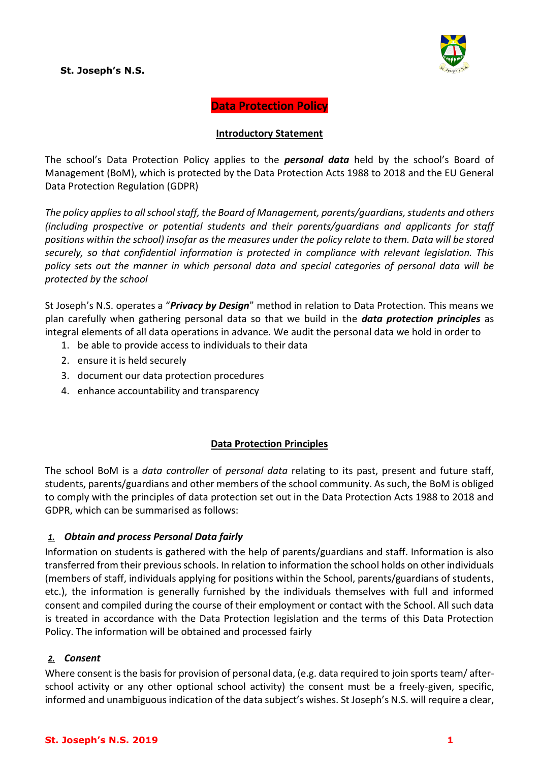**St. Joseph's N.S.**

# Data Protection Policy

## Introductory Statement

The school's Data Protection Policy applies to the ***personal data*** held by the school's Board of Management (BoM), which is protected by the Data Protection Acts 1988 to 2018 and the EU General Data Protection Regulation (GDPR)

*The policy applies to all school staff, the Board of Management, parents/guardians, students and others (including prospective or potential students and their parents/guardians and applicants for staff positions within the school) insofar as the measures under the policy relate to them. Data will be stored securely, so that confidential information is protected in compliance with relevant legislation. This policy sets out the manner in which personal data and special categories of personal data will be protected by the school*

St Joseph's N.S. operates a "***Privacy by Design***" method in relation to Data Protection. This means we plan carefully when gathering personal data so that we build in the ***data protection principles*** as integral elements of all data operations in advance. We audit the personal data we hold in order to

1. be able to provide access to individuals to their data
2. ensure it is held securely
3. document our data protection procedures
4. enhance accountability and transparency

## Data Protection Principles

The school BoM is a *data controller* of *personal data* relating to its past, present and future staff, students, parents/guardians and other members of the school community. As such, the BoM is obliged to comply with the principles of data protection set out in the Data Protection Acts 1988 to 2018 and GDPR, which can be summarised as follows:

### 1. Obtain and process Personal Data fairly

Information on students is gathered with the help of parents/guardians and staff. Information is also transferred from their previous schools. In relation to information the school holds on other individuals (members of staff, individuals applying for positions within the School, parents/guardians of students, etc.), the information is generally furnished by the individuals themselves with full and informed consent and compiled during the course of their employment or contact with the School. All such data is treated in accordance with the Data Protection legislation and the terms of this Data Protection Policy. The information will be obtained and processed fairly

### 2. Consent

Where consent is the basis for provision of personal data, (e.g. data required to join sports team/ after-school activity or any other optional school activity) the consent must be a freely-given, specific, informed and unambiguous indication of the data subject's wishes. St Joseph's N.S. will require a clear,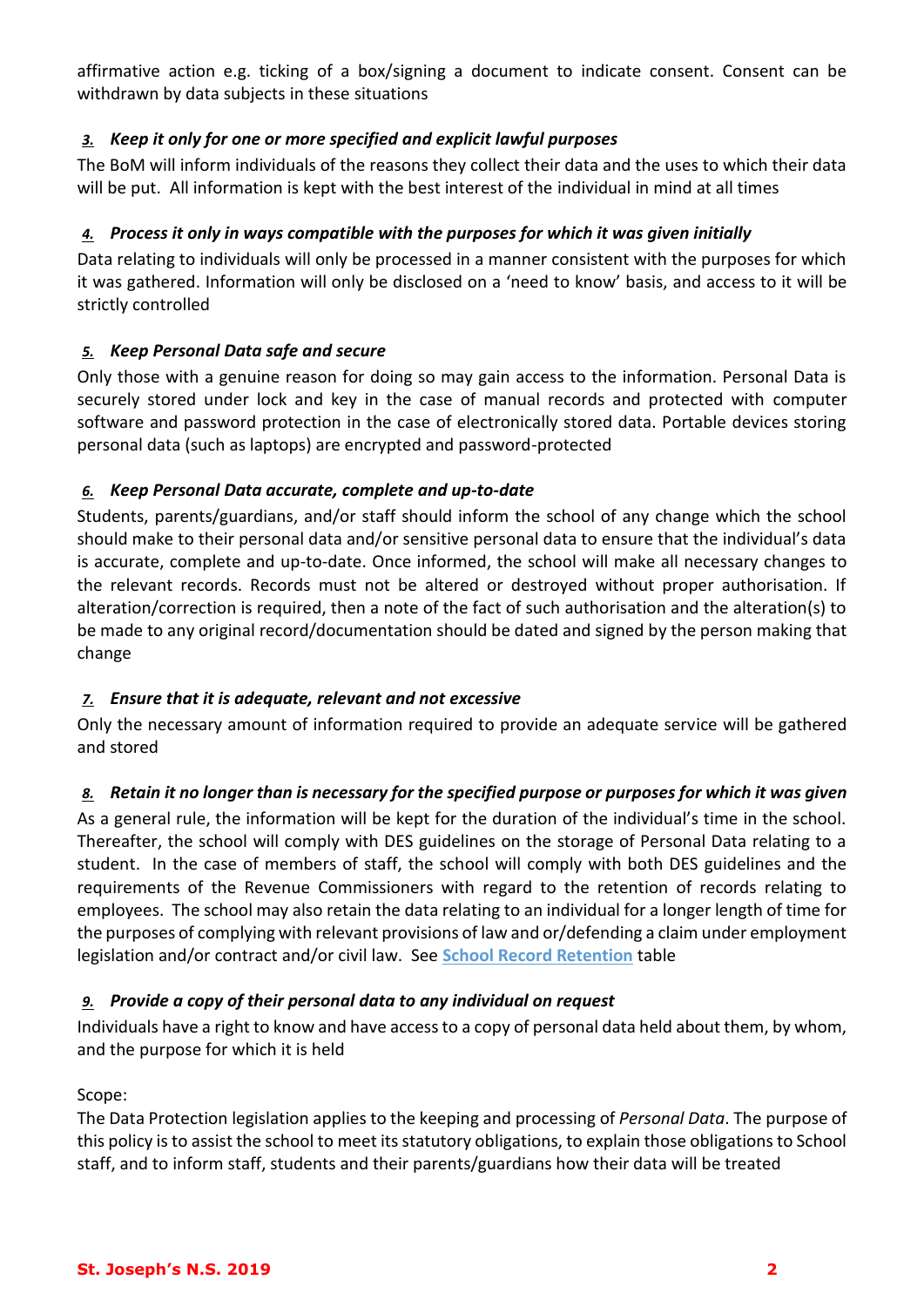affirmative action e.g. ticking of a box/signing a document to indicate consent. Consent can be withdrawn by data subjects in these situations

### 3. *Keep it only for one or more specified and explicit lawful purposes*

The BoM will inform individuals of the reasons they collect their data and the uses to which their data will be put. All information is kept with the best interest of the individual in mind at all times

### 4. *Process it only in ways compatible with the purposes for which it was given initially*

Data relating to individuals will only be processed in a manner consistent with the purposes for which it was gathered. Information will only be disclosed on a 'need to know' basis, and access to it will be strictly controlled

### 5. *Keep Personal Data safe and secure*

Only those with a genuine reason for doing so may gain access to the information. Personal Data is securely stored under lock and key in the case of manual records and protected with computer software and password protection in the case of electronically stored data. Portable devices storing personal data (such as laptops) are encrypted and password-protected

### 6. *Keep Personal Data accurate, complete and up-to-date*

Students, parents/guardians, and/or staff should inform the school of any change which the school should make to their personal data and/or sensitive personal data to ensure that the individual's data is accurate, complete and up-to-date. Once informed, the school will make all necessary changes to the relevant records. Records must not be altered or destroyed without proper authorisation. If alteration/correction is required, then a note of the fact of such authorisation and the alteration(s) to be made to any original record/documentation should be dated and signed by the person making that change

### 7. *Ensure that it is adequate, relevant and not excessive*

Only the necessary amount of information required to provide an adequate service will be gathered and stored

### 8. *Retain it no longer than is necessary for the specified purpose or purposes for which it was given*

As a general rule, the information will be kept for the duration of the individual's time in the school. Thereafter, the school will comply with DES guidelines on the storage of Personal Data relating to a student. In the case of members of staff, the school will comply with both DES guidelines and the requirements of the Revenue Commissioners with regard to the retention of records relating to employees. The school may also retain the data relating to an individual for a longer length of time for the purposes of complying with relevant provisions of law and or/defending a claim under employment legislation and/or contract and/or civil law. See **School Record Retention** table

### 9. *Provide a copy of their personal data to any individual on request*

Individuals have a right to know and have access to a copy of personal data held about them, by whom, and the purpose for which it is held

Scope:

The Data Protection legislation applies to the keeping and processing of *Personal Data*. The purpose of this policy is to assist the school to meet its statutory obligations, to explain those obligations to School staff, and to inform staff, students and their parents/guardians how their data will be treated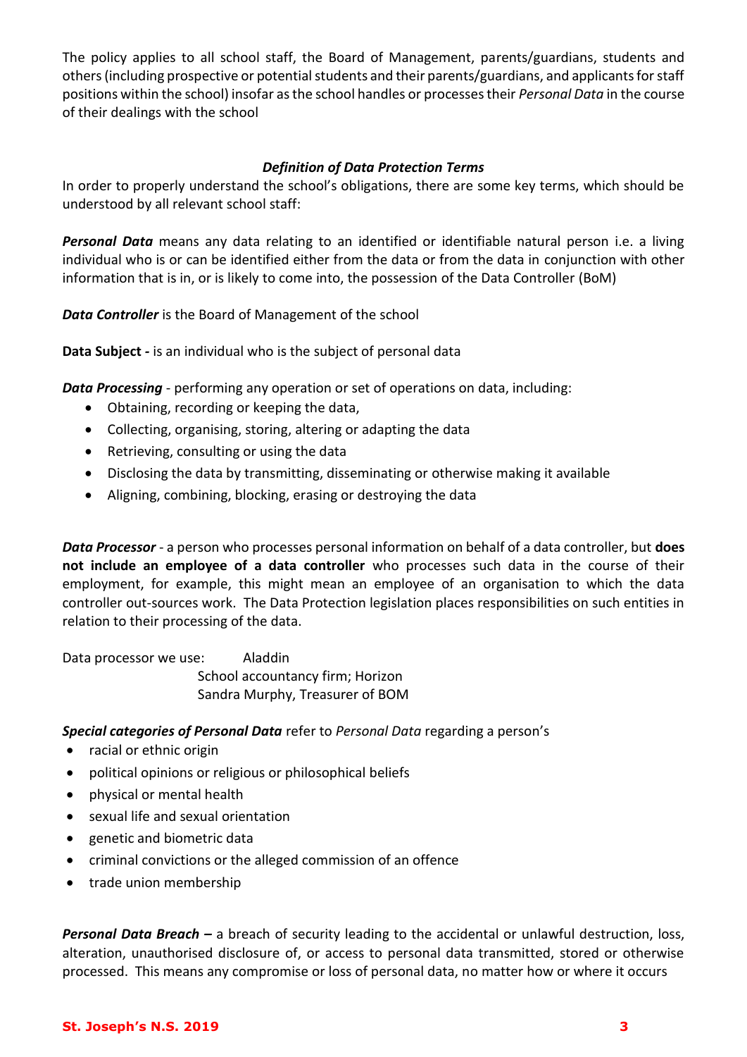The policy applies to all school staff, the Board of Management, parents/guardians, students and others (including prospective or potential students and their parents/guardians, and applicants for staff positions within the school) insofar as the school handles or processes their *Personal Data* in the course of their dealings with the school

### *Definition of Data Protection Terms*

In order to properly understand the school's obligations, there are some key terms, which should be understood by all relevant school staff:

***Personal Data*** means any data relating to an identified or identifiable natural person i.e. a living individual who is or can be identified either from the data or from the data in conjunction with other information that is in, or is likely to come into, the possession of the Data Controller (BoM)

***Data Controller*** is the Board of Management of the school

**Data Subject -** is an individual who is the subject of personal data

***Data Processing*** - performing any operation or set of operations on data, including:

- Obtaining, recording or keeping the data,
- Collecting, organising, storing, altering or adapting the data
- Retrieving, consulting or using the data
- Disclosing the data by transmitting, disseminating or otherwise making it available
- Aligning, combining, blocking, erasing or destroying the data

***Data Processor*** - a person who processes personal information on behalf of a data controller, but **does not include an employee of a data controller** who processes such data in the course of their employment, for example, this might mean an employee of an organisation to which the data controller out-sources work. The Data Protection legislation places responsibilities on such entities in relation to their processing of the data.

Data processor we use: Aladdin
School accountancy firm; Horizon
Sandra Murphy, Treasurer of BOM

***Special categories of Personal Data*** refer to *Personal Data* regarding a person's

- racial or ethnic origin
- political opinions or religious or philosophical beliefs
- physical or mental health
- sexual life and sexual orientation
- genetic and biometric data
- criminal convictions or the alleged commission of an offence
- trade union membership

***Personal Data Breach –*** a breach of security leading to the accidental or unlawful destruction, loss, alteration, unauthorised disclosure of, or access to personal data transmitted, stored or otherwise processed. This means any compromise or loss of personal data, no matter how or where it occurs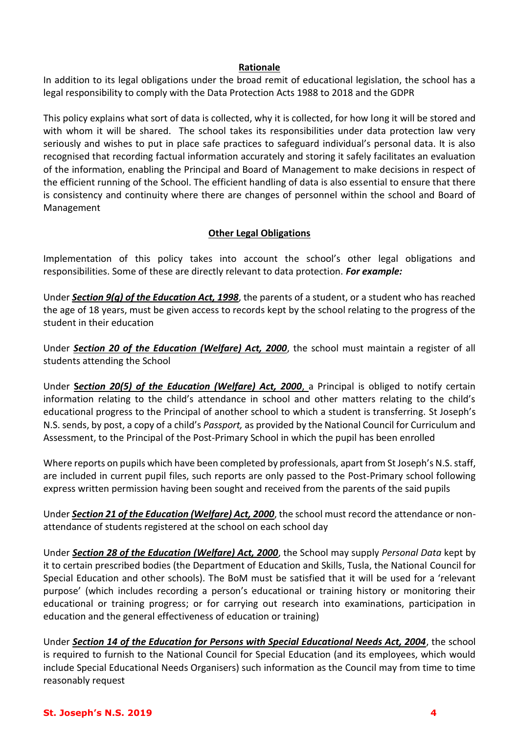## Rationale

In addition to its legal obligations under the broad remit of educational legislation, the school has a legal responsibility to comply with the Data Protection Acts 1988 to 2018 and the GDPR

This policy explains what sort of data is collected, why it is collected, for how long it will be stored and with whom it will be shared. The school takes its responsibilities under data protection law very seriously and wishes to put in place safe practices to safeguard individual's personal data. It is also recognised that recording factual information accurately and storing it safely facilitates an evaluation of the information, enabling the Principal and Board of Management to make decisions in respect of the efficient running of the School. The efficient handling of data is also essential to ensure that there is consistency and continuity where there are changes of personnel within the school and Board of Management

## Other Legal Obligations

Implementation of this policy takes into account the school's other legal obligations and responsibilities. Some of these are directly relevant to data protection. ***For example:***

Under ***Section 9(g) of the Education Act, 1998***, the parents of a student, or a student who has reached the age of 18 years, must be given access to records kept by the school relating to the progress of the student in their education

Under ***Section 20 of the Education (Welfare) Act, 2000***, the school must maintain a register of all students attending the School

Under **Section 20(5) of the Education (Welfare) Act, 2000**, a Principal is obliged to notify certain information relating to the child's attendance in school and other matters relating to the child's educational progress to the Principal of another school to which a student is transferring. St Joseph's N.S. sends, by post, a copy of a child's *Passport,* as provided by the National Council for Curriculum and Assessment, to the Principal of the Post-Primary School in which the pupil has been enrolled

Where reports on pupils which have been completed by professionals, apart from St Joseph's N.S. staff, are included in current pupil files, such reports are only passed to the Post-Primary school following express written permission having been sought and received from the parents of the said pupils

Under ***Section 21 of the Education (Welfare) Act, 2000***, the school must record the attendance or non-attendance of students registered at the school on each school day

Under ***Section 28 of the Education (Welfare) Act, 2000***, the School may supply *Personal Data* kept by it to certain prescribed bodies (the Department of Education and Skills, Tusla, the National Council for Special Education and other schools). The BoM must be satisfied that it will be used for a 'relevant purpose' (which includes recording a person's educational or training history or monitoring their educational or training progress; or for carrying out research into examinations, participation in education and the general effectiveness of education or training)

Under ***Section 14 of the Education for Persons with Special Educational Needs Act, 2004***, the school is required to furnish to the National Council for Special Education (and its employees, which would include Special Educational Needs Organisers) such information as the Council may from time to time reasonably request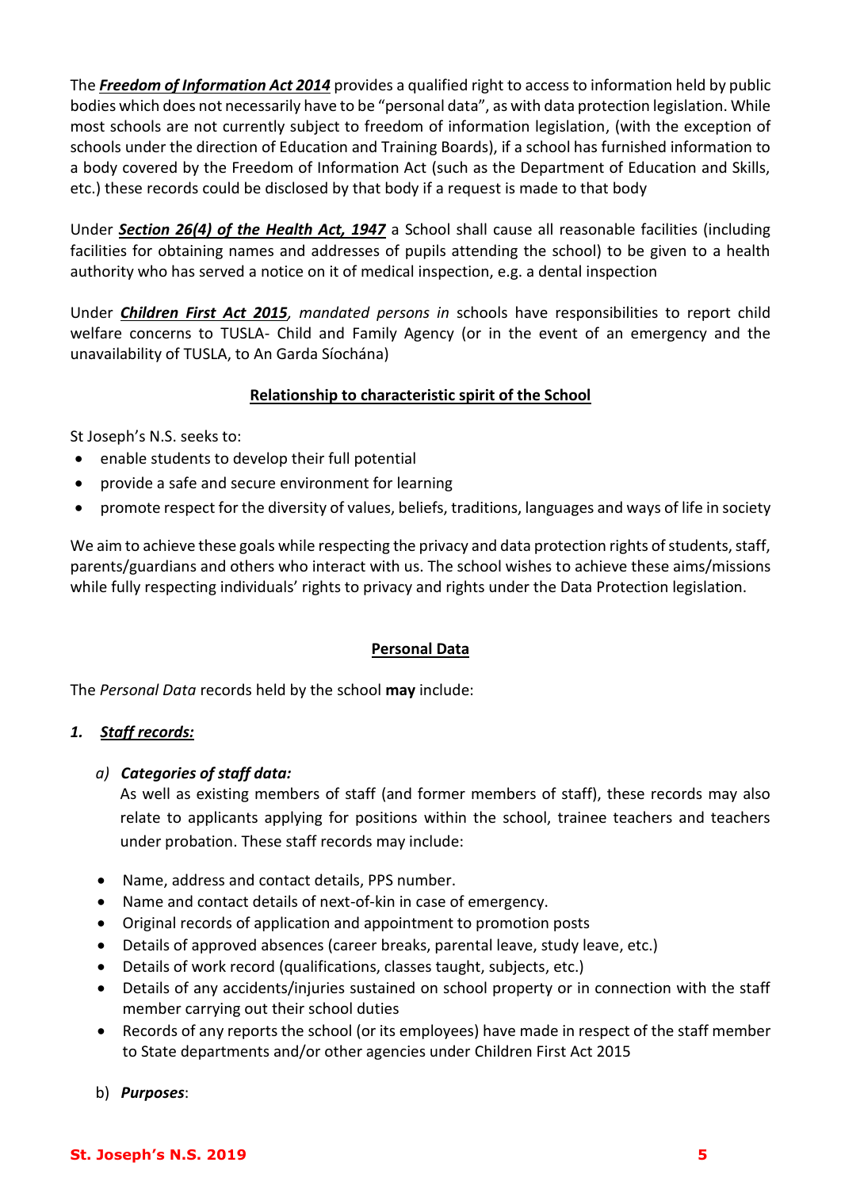The ***Freedom of Information Act 2014*** provides a qualified right to access to information held by public bodies which does not necessarily have to be "personal data", as with data protection legislation. While most schools are not currently subject to freedom of information legislation, (with the exception of schools under the direction of Education and Training Boards), if a school has furnished information to a body covered by the Freedom of Information Act (such as the Department of Education and Skills, etc.) these records could be disclosed by that body if a request is made to that body

Under ***Section 26(4) of the Health Act, 1947*** a School shall cause all reasonable facilities (including facilities for obtaining names and addresses of pupils attending the school) to be given to a health authority who has served a notice on it of medical inspection, e.g. a dental inspection

Under ***Children First Act 2015****, mandated persons in* schools have responsibilities to report child welfare concerns to TUSLA- Child and Family Agency (or in the event of an emergency and the unavailability of TUSLA, to An Garda Síochána)

## Relationship to characteristic spirit of the School

St Joseph's N.S. seeks to:

- enable students to develop their full potential
- provide a safe and secure environment for learning
- promote respect for the diversity of values, beliefs, traditions, languages and ways of life in society

We aim to achieve these goals while respecting the privacy and data protection rights of students, staff, parents/guardians and others who interact with us. The school wishes to achieve these aims/missions while fully respecting individuals' rights to privacy and rights under the Data Protection legislation.

## Personal Data

The *Personal Data* records held by the school **may** include:

### 1. Staff records:

*a)* ***Categories of staff data:***
As well as existing members of staff (and former members of staff), these records may also relate to applicants applying for positions within the school, trainee teachers and teachers under probation. These staff records may include:

- Name, address and contact details, PPS number.
- Name and contact details of next-of-kin in case of emergency.
- Original records of application and appointment to promotion posts
- Details of approved absences (career breaks, parental leave, study leave, etc.)
- Details of work record (qualifications, classes taught, subjects, etc.)
- Details of any accidents/injuries sustained on school property or in connection with the staff member carrying out their school duties
- Records of any reports the school (or its employees) have made in respect of the staff member to State departments and/or other agencies under Children First Act 2015

b) ***Purposes***: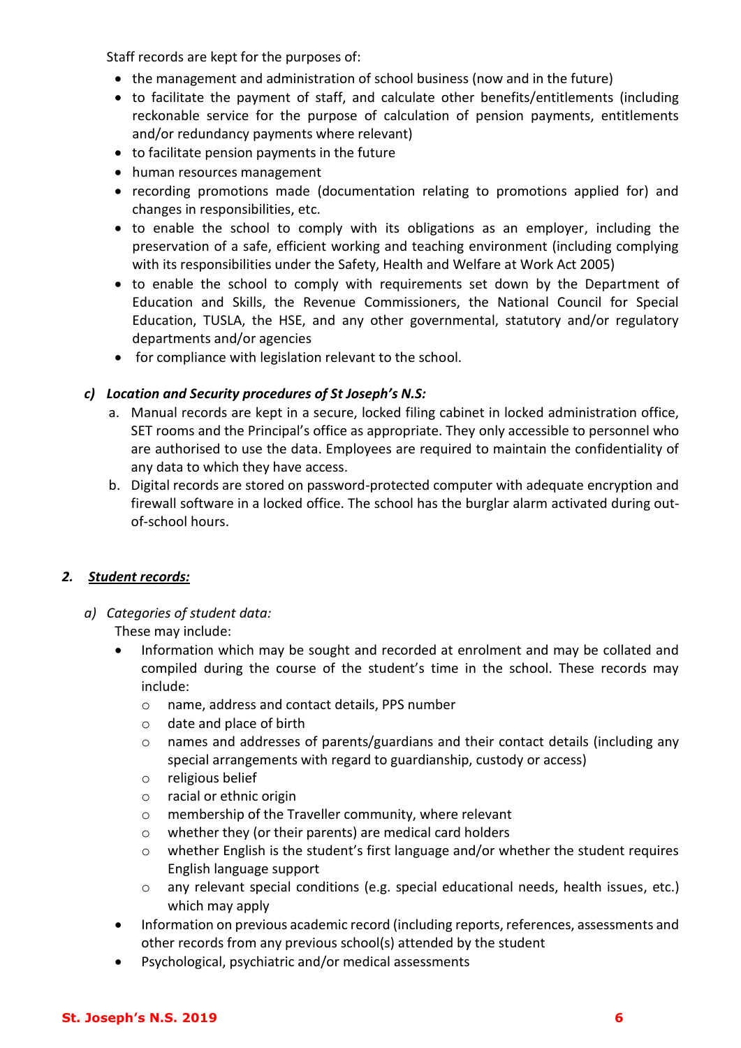Staff records are kept for the purposes of:

- the management and administration of school business (now and in the future)
- to facilitate the payment of staff, and calculate other benefits/entitlements (including reckonable service for the purpose of calculation of pension payments, entitlements and/or redundancy payments where relevant)
- to facilitate pension payments in the future
- human resources management
- recording promotions made (documentation relating to promotions applied for) and changes in responsibilities, etc.
- to enable the school to comply with its obligations as an employer, including the preservation of a safe, efficient working and teaching environment (including complying with its responsibilities under the Safety, Health and Welfare at Work Act 2005)
- to enable the school to comply with requirements set down by the Department of Education and Skills, the Revenue Commissioners, the National Council for Special Education, TUSLA, the HSE, and any other governmental, statutory and/or regulatory departments and/or agencies
- for compliance with legislation relevant to the school.

***c) Location and Security procedures of St Joseph's N.S:***

a. Manual records are kept in a secure, locked filing cabinet in locked administration office, SET rooms and the Principal's office as appropriate. They only accessible to personnel who are authorised to use the data. Employees are required to maintain the confidentiality of any data to which they have access.
b. Digital records are stored on password-protected computer with adequate encryption and firewall software in a locked office. The school has the burglar alarm activated during out-of-school hours.

## 2. ***Student records:***

*a) Categories of student data:*

These may include:

- Information which may be sought and recorded at enrolment and may be collated and compiled during the course of the student's time in the school. These records may include:
  - name, address and contact details, PPS number
  - date and place of birth
  - names and addresses of parents/guardians and their contact details (including any special arrangements with regard to guardianship, custody or access)
  - religious belief
  - racial or ethnic origin
  - membership of the Traveller community, where relevant
  - whether they (or their parents) are medical card holders
  - whether English is the student's first language and/or whether the student requires English language support
  - any relevant special conditions (e.g. special educational needs, health issues, etc.) which may apply
- Information on previous academic record (including reports, references, assessments and other records from any previous school(s) attended by the student
- Psychological, psychiatric and/or medical assessments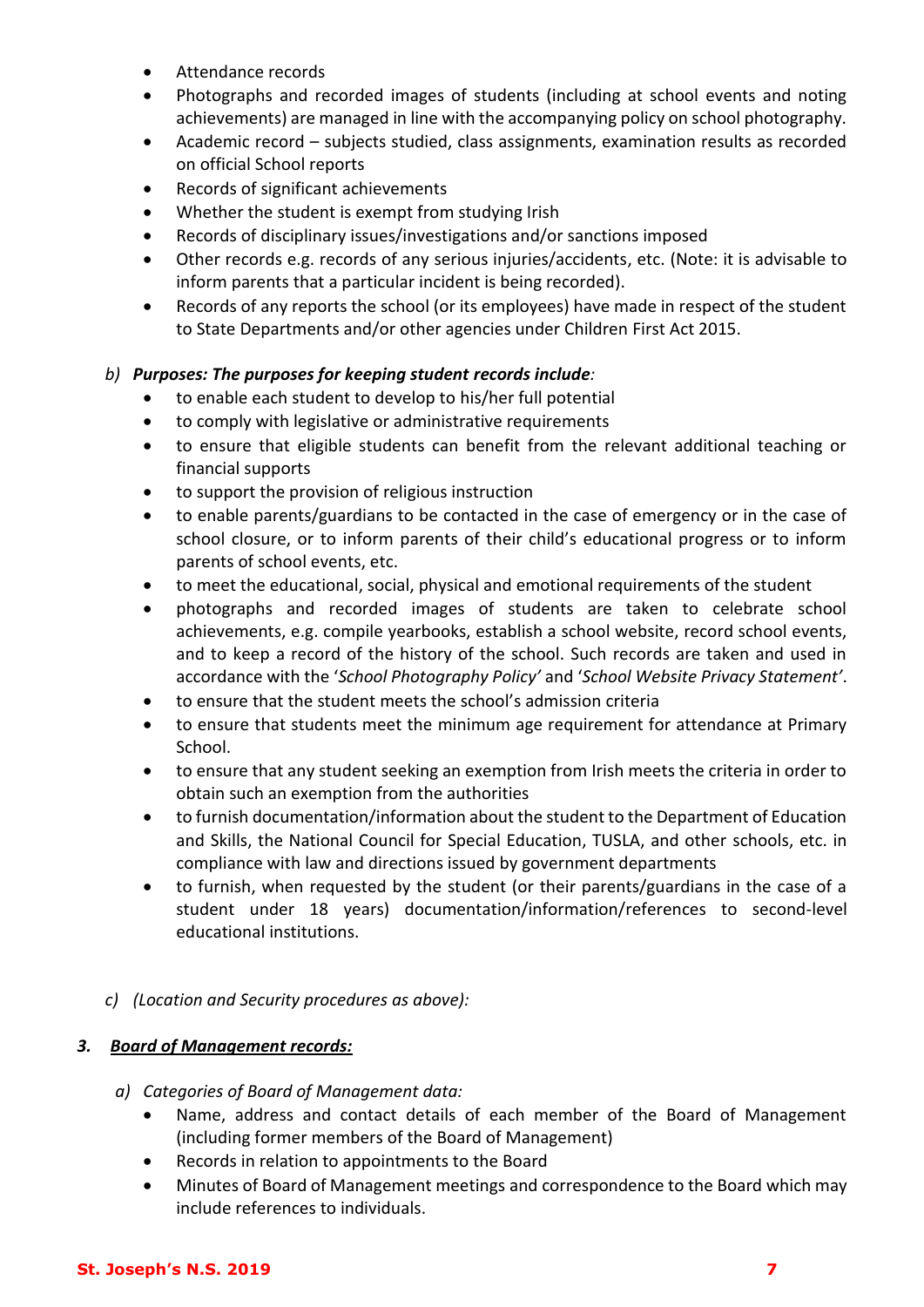- Attendance records
- Photographs and recorded images of students (including at school events and noting achievements) are managed in line with the accompanying policy on school photography.
- Academic record – subjects studied, class assignments, examination results as recorded on official School reports
- Records of significant achievements
- Whether the student is exempt from studying Irish
- Records of disciplinary issues/investigations and/or sanctions imposed
- Other records e.g. records of any serious injuries/accidents, etc. (Note: it is advisable to inform parents that a particular incident is being recorded).
- Records of any reports the school (or its employees) have made in respect of the student to State Departments and/or other agencies under Children First Act 2015.

b) ***Purposes: The purposes for keeping student records include****:*

- to enable each student to develop to his/her full potential
- to comply with legislative or administrative requirements
- to ensure that eligible students can benefit from the relevant additional teaching or financial supports
- to support the provision of religious instruction
- to enable parents/guardians to be contacted in the case of emergency or in the case of school closure, or to inform parents of their child's educational progress or to inform parents of school events, etc.
- to meet the educational, social, physical and emotional requirements of the student
- photographs and recorded images of students are taken to celebrate school achievements, e.g. compile yearbooks, establish a school website, record school events, and to keep a record of the history of the school. Such records are taken and used in accordance with the '*School Photography Policy'* and '*School Website Privacy Statement'*.
- to ensure that the student meets the school's admission criteria
- to ensure that students meet the minimum age requirement for attendance at Primary School.
- to ensure that any student seeking an exemption from Irish meets the criteria in order to obtain such an exemption from the authorities
- to furnish documentation/information about the student to the Department of Education and Skills, the National Council for Special Education, TUSLA, and other schools, etc. in compliance with law and directions issued by government departments
- to furnish, when requested by the student (or their parents/guardians in the case of a student under 18 years) documentation/information/references to second-level educational institutions.

c) *(Location and Security procedures as above):*

### 3. ***Board of Management records:***

a) *Categories of Board of Management data:*

- Name, address and contact details of each member of the Board of Management (including former members of the Board of Management)
- Records in relation to appointments to the Board
- Minutes of Board of Management meetings and correspondence to the Board which may include references to individuals.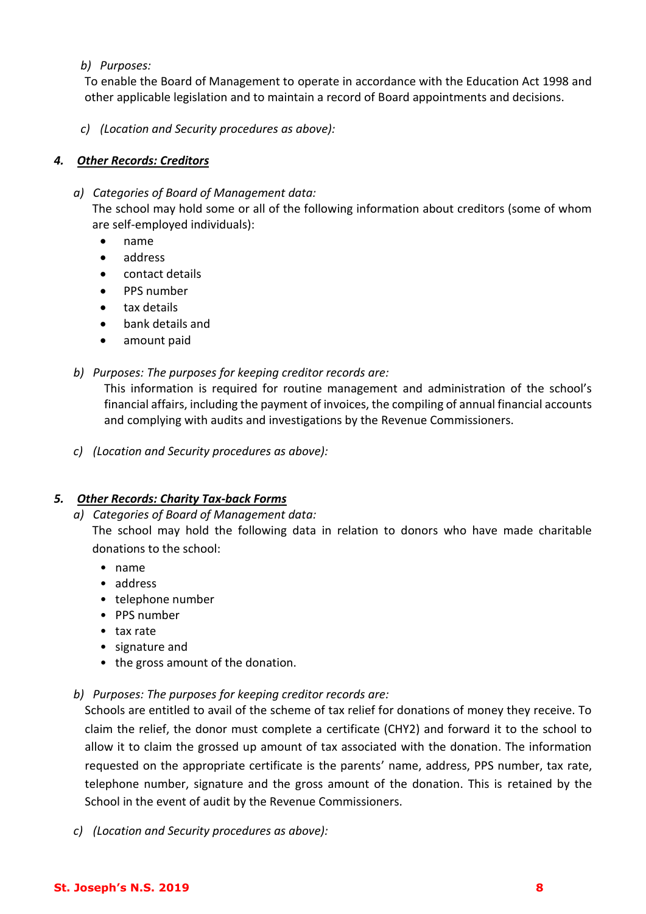*b) Purposes:*

To enable the Board of Management to operate in accordance with the Education Act 1998 and other applicable legislation and to maintain a record of Board appointments and decisions.

*c) (Location and Security procedures as above):*

## ***4. Other Records: Creditors***

*a) Categories of Board of Management data:*

The school may hold some or all of the following information about creditors (some of whom are self-employed individuals):

- name
- address
- contact details
- PPS number
- tax details
- bank details and
- amount paid

*b) Purposes: The purposes for keeping creditor records are:*

This information is required for routine management and administration of the school's financial affairs, including the payment of invoices, the compiling of annual financial accounts and complying with audits and investigations by the Revenue Commissioners.

*c) (Location and Security procedures as above):*

## ***5. Other Records: Charity Tax-back Forms***

*a) Categories of Board of Management data:*

The school may hold the following data in relation to donors who have made charitable donations to the school:

- name
- address
- telephone number
- PPS number
- tax rate
- signature and
- the gross amount of the donation.

*b) Purposes: The purposes for keeping creditor records are:*

Schools are entitled to avail of the scheme of tax relief for donations of money they receive. To claim the relief, the donor must complete a certificate (CHY2) and forward it to the school to allow it to claim the grossed up amount of tax associated with the donation. The information requested on the appropriate certificate is the parents' name, address, PPS number, tax rate, telephone number, signature and the gross amount of the donation. This is retained by the School in the event of audit by the Revenue Commissioners.

*c) (Location and Security procedures as above):*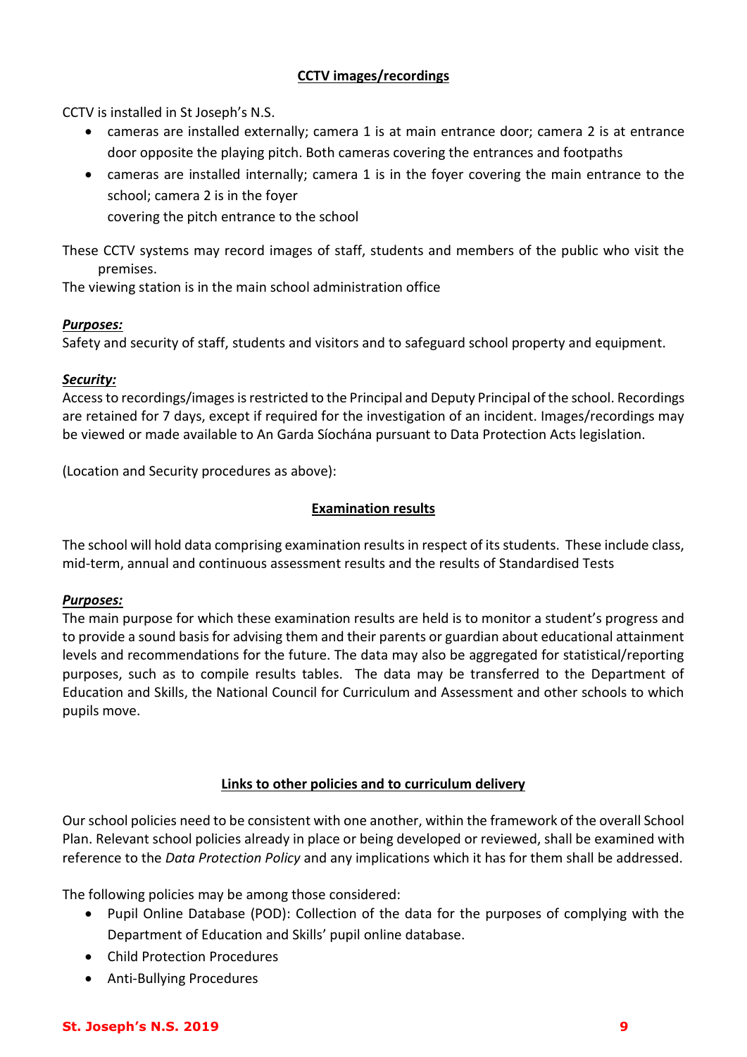## CCTV images/recordings

CCTV is installed in St Joseph's N.S.

- cameras are installed externally; camera 1 is at main entrance door; camera 2 is at entrance door opposite the playing pitch. Both cameras covering the entrances and footpaths
- cameras are installed internally; camera 1 is in the foyer covering the main entrance to the school; camera 2 is in the foyer
  covering the pitch entrance to the school

These CCTV systems may record images of staff, students and members of the public who visit the premises.

The viewing station is in the main school administration office

***Purposes:***

Safety and security of staff, students and visitors and to safeguard school property and equipment.

***Security:***

Access to recordings/images is restricted to the Principal and Deputy Principal of the school. Recordings are retained for 7 days, except if required for the investigation of an incident. Images/recordings may be viewed or made available to An Garda Síochána pursuant to Data Protection Acts legislation.

(Location and Security procedures as above):

## Examination results

The school will hold data comprising examination results in respect of its students. These include class, mid-term, annual and continuous assessment results and the results of Standardised Tests

***Purposes:***

The main purpose for which these examination results are held is to monitor a student's progress and to provide a sound basis for advising them and their parents or guardian about educational attainment levels and recommendations for the future. The data may also be aggregated for statistical/reporting purposes, such as to compile results tables. The data may be transferred to the Department of Education and Skills, the National Council for Curriculum and Assessment and other schools to which pupils move.

## Links to other policies and to curriculum delivery

Our school policies need to be consistent with one another, within the framework of the overall School Plan. Relevant school policies already in place or being developed or reviewed, shall be examined with reference to the *Data Protection Policy* and any implications which it has for them shall be addressed.

The following policies may be among those considered:

- Pupil Online Database (POD): Collection of the data for the purposes of complying with the Department of Education and Skills' pupil online database.
- Child Protection Procedures
- Anti-Bullying Procedures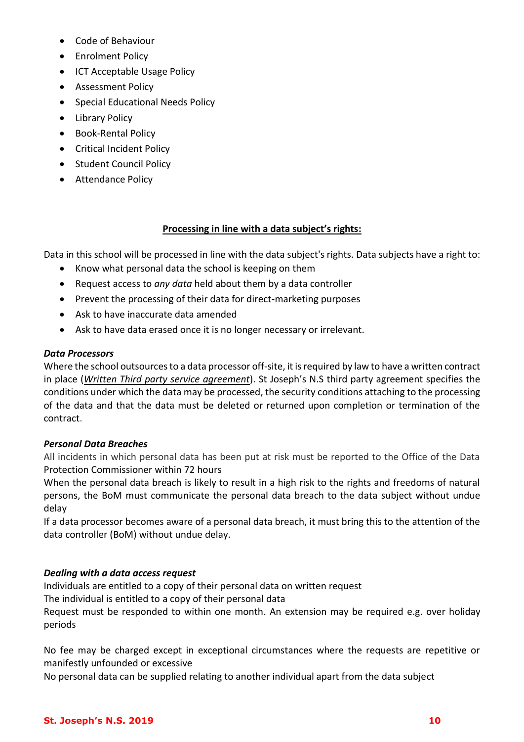- Code of Behaviour
- Enrolment Policy
- ICT Acceptable Usage Policy
- Assessment Policy
- Special Educational Needs Policy
- Library Policy
- Book-Rental Policy
- Critical Incident Policy
- Student Council Policy
- Attendance Policy

## Processing in line with a data subject's rights:

Data in this school will be processed in line with the data subject's rights. Data subjects have a right to:

- Know what personal data the school is keeping on them
- Request access to *any data* held about them by a data controller
- Prevent the processing of their data for direct-marketing purposes
- Ask to have inaccurate data amended
- Ask to have data erased once it is no longer necessary or irrelevant.

### *Data Processors*

Where the school outsources to a data processor off-site, it is required by law to have a written contract in place (*Written Third party service agreement*). St Joseph's N.S third party agreement specifies the conditions under which the data may be processed, the security conditions attaching to the processing of the data and that the data must be deleted or returned upon completion or termination of the contract.

### *Personal Data Breaches*

All incidents in which personal data has been put at risk must be reported to the Office of the Data Protection Commissioner within 72 hours

When the personal data breach is likely to result in a high risk to the rights and freedoms of natural persons, the BoM must communicate the personal data breach to the data subject without undue delay

If a data processor becomes aware of a personal data breach, it must bring this to the attention of the data controller (BoM) without undue delay.

### *Dealing with a data access request*

Individuals are entitled to a copy of their personal data on written request

The individual is entitled to a copy of their personal data

Request must be responded to within one month. An extension may be required e.g. over holiday periods

No fee may be charged except in exceptional circumstances where the requests are repetitive or manifestly unfounded or excessive

No personal data can be supplied relating to another individual apart from the data subject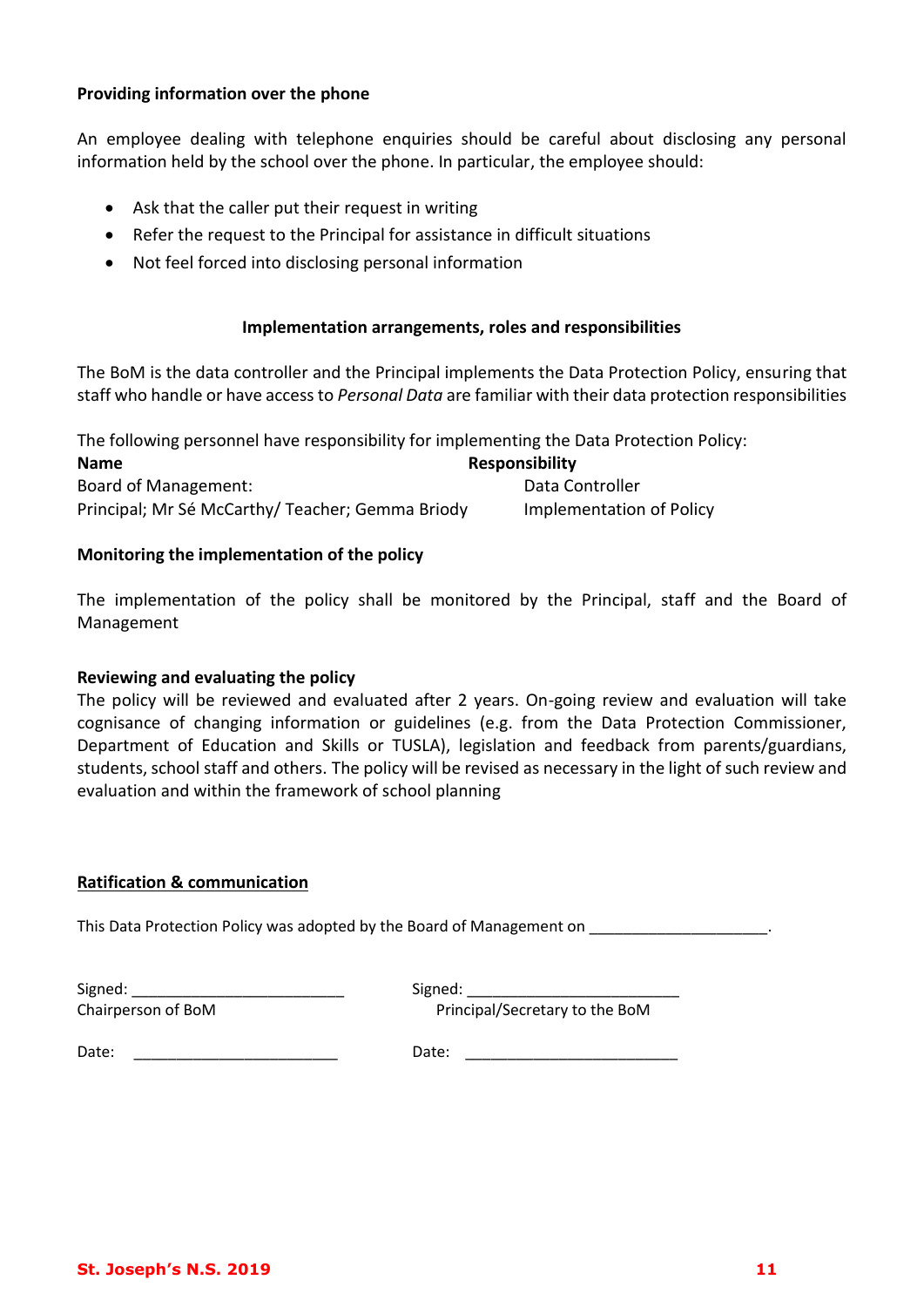**Providing information over the phone**

An employee dealing with telephone enquiries should be careful about disclosing any personal information held by the school over the phone. In particular, the employee should:

- Ask that the caller put their request in writing
- Refer the request to the Principal for assistance in difficult situations
- Not feel forced into disclosing personal information

**Implementation arrangements, roles and responsibilities**

The BoM is the data controller and the Principal implements the Data Protection Policy, ensuring that staff who handle or have access to *Personal Data* are familiar with their data protection responsibilities

The following personnel have responsibility for implementing the Data Protection Policy:

| **Name** | **Responsibility** |
|---|---|
| Board of Management: | Data Controller |
| Principal; Mr Sé McCarthy/ Teacher; Gemma Briody | Implementation of Policy |

**Monitoring the implementation of the policy**

The implementation of the policy shall be monitored by the Principal, staff and the Board of Management

**Reviewing and evaluating the policy**

The policy will be reviewed and evaluated after 2 years. On-going review and evaluation will take cognisance of changing information or guidelines (e.g. from the Data Protection Commissioner, Department of Education and Skills or TUSLA), legislation and feedback from parents/guardians, students, school staff and others. The policy will be revised as necessary in the light of such review and evaluation and within the framework of school planning

**<u>Ratification & communication</u>**

This Data Protection Policy was adopted by the Board of Management on ____________________.

Signed: ________________________
Chairperson of BoM

Date: ________________________

Signed: ________________________
Principal/Secretary to the BoM

Date: ________________________